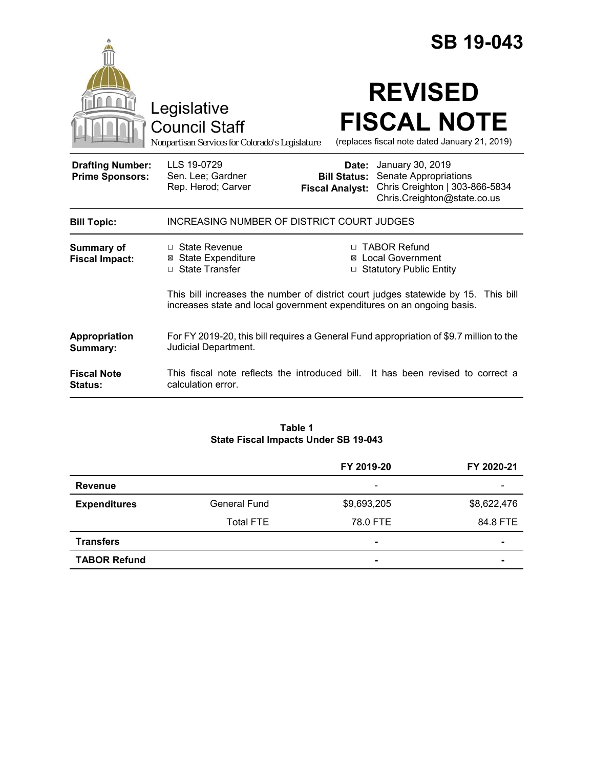# SB 19-043

Legislative Council Staff

*Nonpartisan Services for Colorado's Legislature*

# REVISED FISCAL NOTE

(replaces fiscal note dated January 21, 2019)

| | | | |
|---|---|---|---|
| **Drafting Number:** | LLS 19-0729 | **Date:** | January 30, 2019 |
| **Prime Sponsors:** | Sen. Lee; Gardner<br>Rep. Herod; Carver | **Bill Status:** | Senate Appropriations |
| | | **Fiscal Analyst:** | Chris Creighton \| 303-866-5834<br>Chris.Creighton@state.co.us |

| | |
|---|---|
| **Bill Topic:** | INCREASING NUMBER OF DISTRICT COURT JUDGES |
| **Summary of Fiscal Impact:** | ☐ State Revenue<br>☒ State Expenditure<br>☐ State Transfer<br>☐ TABOR Refund<br>☒ Local Government<br>☐ Statutory Public Entity<br><br>This bill increases the number of district court judges statewide by 15. This bill increases state and local government expenditures on an ongoing basis. |
| **Appropriation Summary:** | For FY 2019-20, this bill requires a General Fund appropriation of $9.7 million to the Judicial Department. |
| **Fiscal Note Status:** | This fiscal note reflects the introduced bill. It has been revised to correct a calculation error. |

**Table 1**
**State Fiscal Impacts Under SB 19-043**

| | | FY 2019-20 | FY 2020-21 |
|---|---|---|---|
| **Revenue** | | - | - |
| **Expenditures** | General Fund | $9,693,205 | $8,622,476 |
| | Total FTE | 78.0 FTE | 84.8 FTE |
| **Transfers** | | - | - |
| **TABOR Refund** | | - | - |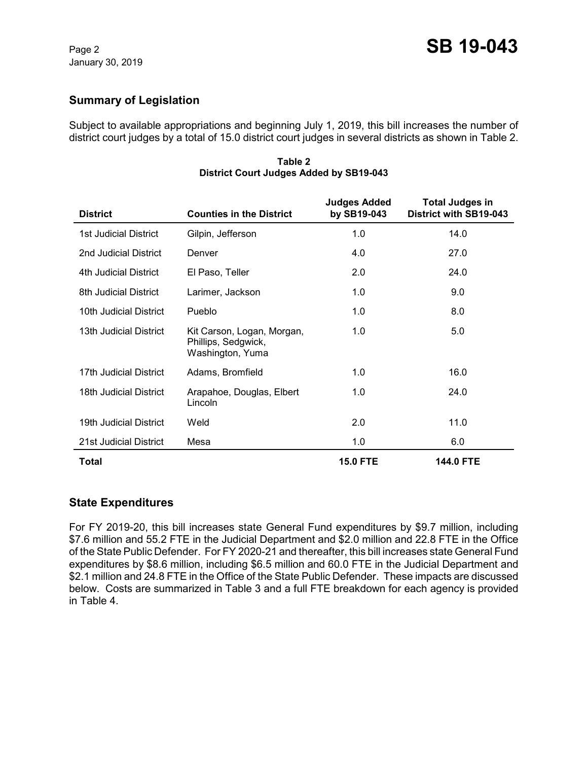## Summary of Legislation

Subject to available appropriations and beginning July 1, 2019, this bill increases the number of district court judges by a total of 15.0 district court judges in several districts as shown in Table 2.

**Table 2**
**District Court Judges Added by SB19-043**

| District | Counties in the District | Judges Added by SB19-043 | Total Judges in District with SB19-043 |
|---|---|---|---|
| 1st Judicial District | Gilpin, Jefferson | 1.0 | 14.0 |
| 2nd Judicial District | Denver | 4.0 | 27.0 |
| 4th Judicial District | El Paso, Teller | 2.0 | 24.0 |
| 8th Judicial District | Larimer, Jackson | 1.0 | 9.0 |
| 10th Judicial District | Pueblo | 1.0 | 8.0 |
| 13th Judicial District | Kit Carson, Logan, Morgan, Phillips, Sedgwick, Washington, Yuma | 1.0 | 5.0 |
| 17th Judicial District | Adams, Bromfield | 1.0 | 16.0 |
| 18th Judicial District | Arapahoe, Douglas, Elbert Lincoln | 1.0 | 24.0 |
| 19th Judicial District | Weld | 2.0 | 11.0 |
| 21st Judicial District | Mesa | 1.0 | 6.0 |
| **Total** | | **15.0 FTE** | **144.0 FTE** |

## State Expenditures

For FY 2019-20, this bill increases state General Fund expenditures by $9.7 million, including $7.6 million and 55.2 FTE in the Judicial Department and $2.0 million and 22.8 FTE in the Office of the State Public Defender. For FY 2020-21 and thereafter, this bill increases state General Fund expenditures by $8.6 million, including $6.5 million and 60.0 FTE in the Judicial Department and $2.1 million and 24.8 FTE in the Office of the State Public Defender. These impacts are discussed below. Costs are summarized in Table 3 and a full FTE breakdown for each agency is provided in Table 4.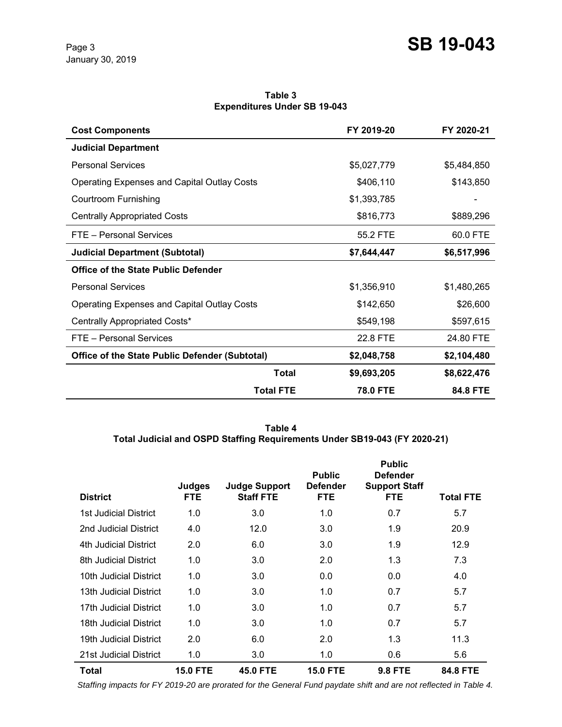**Table 3**
**Expenditures Under SB 19-043**

| Cost Components | FY 2019-20 | FY 2020-21 |
|---|---|---|
| **Judicial Department** | | |
| Personal Services | $5,027,779 | $5,484,850 |
| Operating Expenses and Capital Outlay Costs | $406,110 | $143,850 |
| Courtroom Furnishing | $1,393,785 | - |
| Centrally Appropriated Costs | $816,773 | $889,296 |
| FTE – Personal Services | 55.2 FTE | 60.0 FTE |
| **Judicial Department (Subtotal)** | **$7,644,447** | **$6,517,996** |
| **Office of the State Public Defender** | | |
| Personal Services | $1,356,910 | $1,480,265 |
| Operating Expenses and Capital Outlay Costs | $142,650 | $26,600 |
| Centrally Appropriated Costs* | $549,198 | $597,615 |
| FTE – Personal Services | 22.8 FTE | 24.80 FTE |
| **Office of the State Public Defender (Subtotal)** | **$2,048,758** | **$2,104,480** |
| **Total** | **$9,693,205** | **$8,622,476** |
| **Total FTE** | **78.0 FTE** | **84.8 FTE** |

**Table 4**
**Total Judicial and OSPD Staffing Requirements Under SB19-043 (FY 2020-21)**

| District | Judges FTE | Judge Support Staff FTE | Public Defender FTE | Public Defender Support Staff FTE | Total FTE |
|---|---|---|---|---|---|
| 1st Judicial District | 1.0 | 3.0 | 1.0 | 0.7 | 5.7 |
| 2nd Judicial District | 4.0 | 12.0 | 3.0 | 1.9 | 20.9 |
| 4th Judicial District | 2.0 | 6.0 | 3.0 | 1.9 | 12.9 |
| 8th Judicial District | 1.0 | 3.0 | 2.0 | 1.3 | 7.3 |
| 10th Judicial District | 1.0 | 3.0 | 0.0 | 0.0 | 4.0 |
| 13th Judicial District | 1.0 | 3.0 | 1.0 | 0.7 | 5.7 |
| 17th Judicial District | 1.0 | 3.0 | 1.0 | 0.7 | 5.7 |
| 18th Judicial District | 1.0 | 3.0 | 1.0 | 0.7 | 5.7 |
| 19th Judicial District | 2.0 | 6.0 | 2.0 | 1.3 | 11.3 |
| 21st Judicial District | 1.0 | 3.0 | 1.0 | 0.6 | 5.6 |
| **Total** | **15.0 FTE** | **45.0 FTE** | **15.0 FTE** | **9.8 FTE** | **84.8 FTE** |

*Staffing impacts for FY 2019-20 are prorated for the General Fund paydate shift and are not reflected in Table 4.*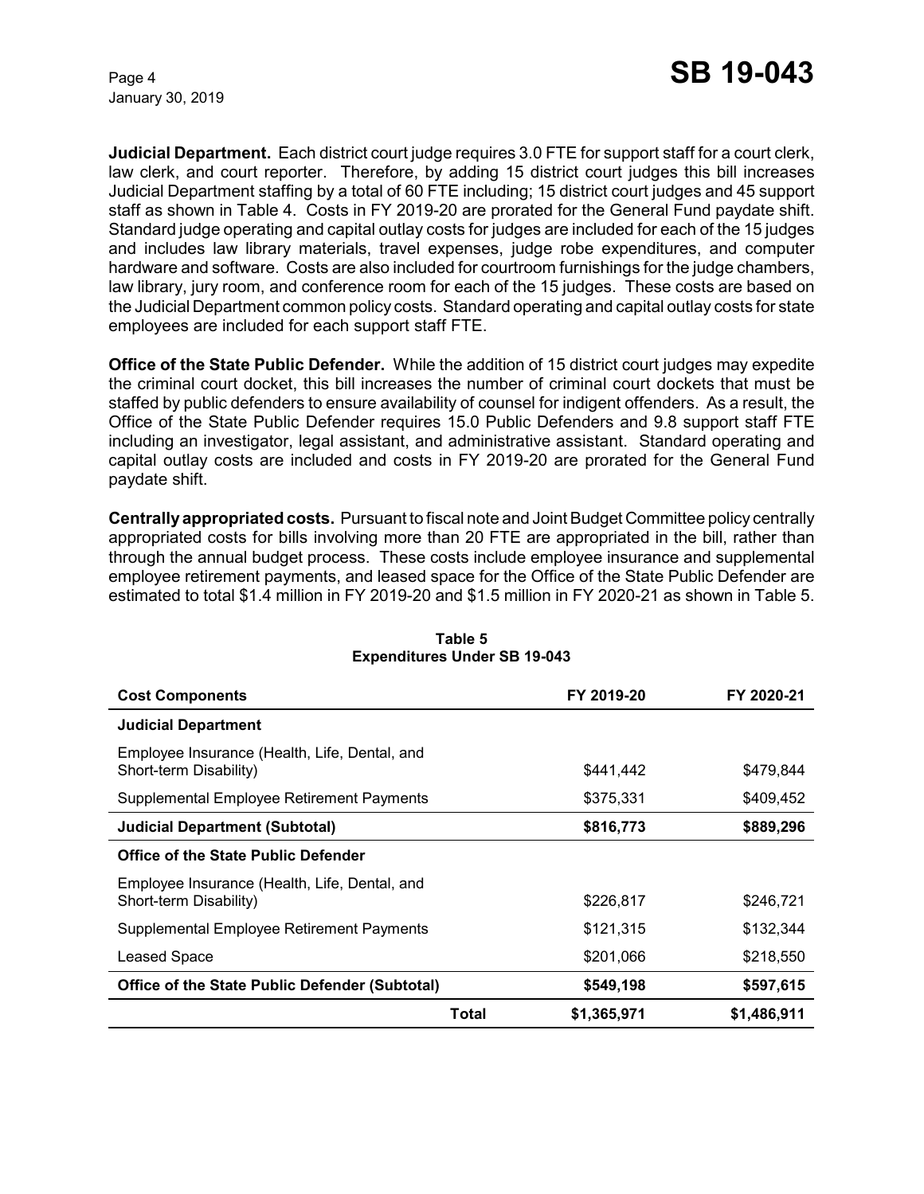**Judicial Department.** Each district court judge requires 3.0 FTE for support staff for a court clerk, law clerk, and court reporter. Therefore, by adding 15 district court judges this bill increases Judicial Department staffing by a total of 60 FTE including; 15 district court judges and 45 support staff as shown in Table 4. Costs in FY 2019-20 are prorated for the General Fund paydate shift. Standard judge operating and capital outlay costs for judges are included for each of the 15 judges and includes law library materials, travel expenses, judge robe expenditures, and computer hardware and software. Costs are also included for courtroom furnishings for the judge chambers, law library, jury room, and conference room for each of the 15 judges. These costs are based on the Judicial Department common policy costs. Standard operating and capital outlay costs for state employees are included for each support staff FTE.

**Office of the State Public Defender.** While the addition of 15 district court judges may expedite the criminal court docket, this bill increases the number of criminal court dockets that must be staffed by public defenders to ensure availability of counsel for indigent offenders. As a result, the Office of the State Public Defender requires 15.0 Public Defenders and 9.8 support staff FTE including an investigator, legal assistant, and administrative assistant. Standard operating and capital outlay costs are included and costs in FY 2019-20 are prorated for the General Fund paydate shift.

**Centrally appropriated costs.** Pursuant to fiscal note and Joint Budget Committee policy centrally appropriated costs for bills involving more than 20 FTE are appropriated in the bill, rather than through the annual budget process. These costs include employee insurance and supplemental employee retirement payments, and leased space for the Office of the State Public Defender are estimated to total $1.4 million in FY 2019-20 and $1.5 million in FY 2020-21 as shown in Table 5.

**Table 5**
**Expenditures Under SB 19-043**

| Cost Components | FY 2019-20 | FY 2020-21 |
|---|---|---|
| **Judicial Department** | | |
| Employee Insurance (Health, Life, Dental, and Short-term Disability) | $441,442 | $479,844 |
| Supplemental Employee Retirement Payments | $375,331 | $409,452 |
| **Judicial Department (Subtotal)** | **$816,773** | **$889,296** |
| **Office of the State Public Defender** | | |
| Employee Insurance (Health, Life, Dental, and Short-term Disability) | $226,817 | $246,721 |
| Supplemental Employee Retirement Payments | $121,315 | $132,344 |
| Leased Space | $201,066 | $218,550 |
| **Office of the State Public Defender (Subtotal)** | **$549,198** | **$597,615** |
| **Total** | **$1,365,971** | **$1,486,911** |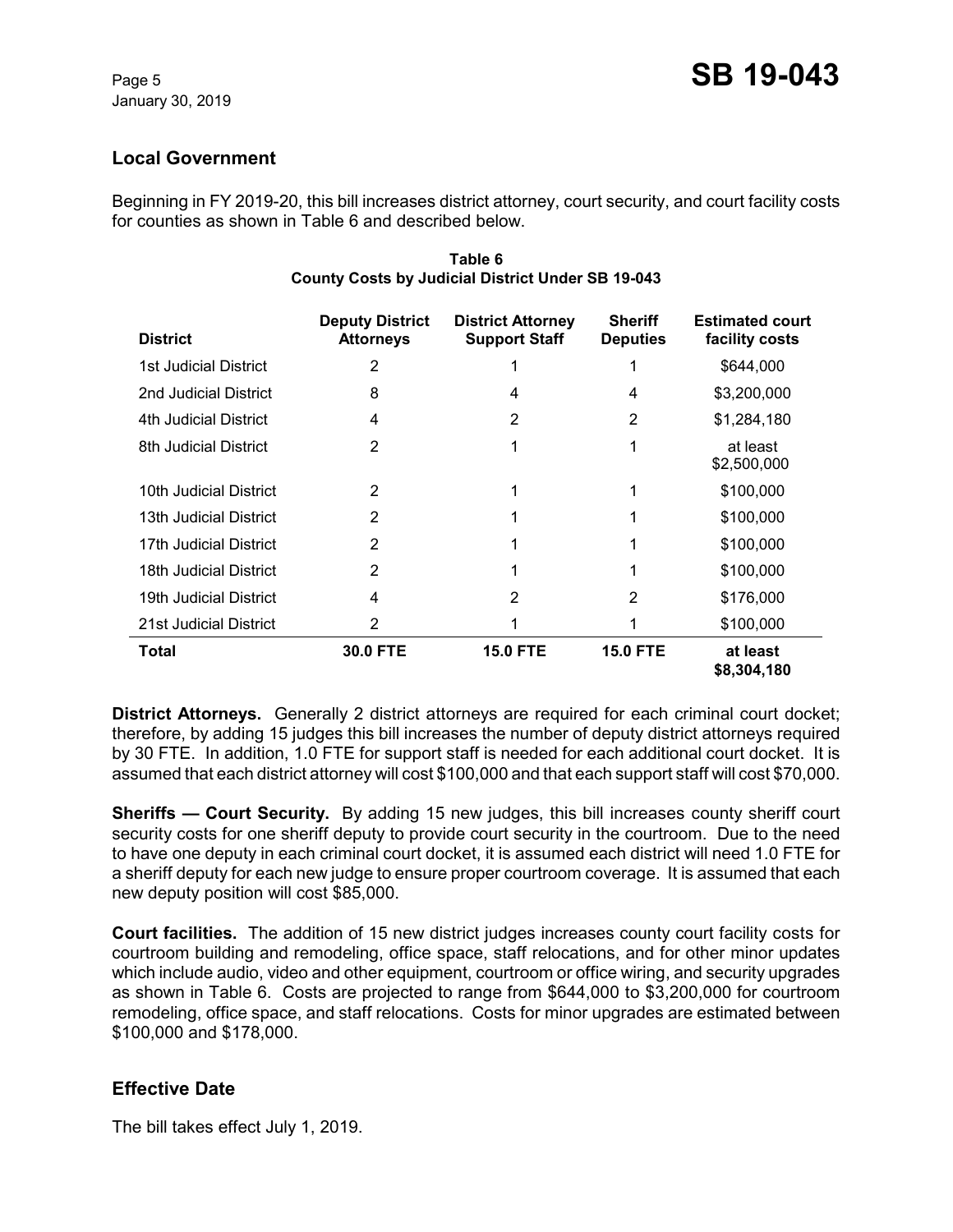## Local Government

Beginning in FY 2019-20, this bill increases district attorney, court security, and court facility costs for counties as shown in Table 6 and described below.

**Table 6**
**County Costs by Judicial District Under SB 19-043**

| District | Deputy District Attorneys | District Attorney Support Staff | Sheriff Deputies | Estimated court facility costs |
|---|---|---|---|---|
| 1st Judicial District | 2 | 1 | 1 | $644,000 |
| 2nd Judicial District | 8 | 4 | 4 | $3,200,000 |
| 4th Judicial District | 4 | 2 | 2 | $1,284,180 |
| 8th Judicial District | 2 | 1 | 1 | at least $2,500,000 |
| 10th Judicial District | 2 | 1 | 1 | $100,000 |
| 13th Judicial District | 2 | 1 | 1 | $100,000 |
| 17th Judicial District | 2 | 1 | 1 | $100,000 |
| 18th Judicial District | 2 | 1 | 1 | $100,000 |
| 19th Judicial District | 4 | 2 | 2 | $176,000 |
| 21st Judicial District | 2 | 1 | 1 | $100,000 |
| **Total** | **30.0 FTE** | **15.0 FTE** | **15.0 FTE** | **at least $8,304,180** |

**District Attorneys.** Generally 2 district attorneys are required for each criminal court docket; therefore, by adding 15 judges this bill increases the number of deputy district attorneys required by 30 FTE. In addition, 1.0 FTE for support staff is needed for each additional court docket. It is assumed that each district attorney will cost $100,000 and that each support staff will cost $70,000.

**Sheriffs — Court Security.** By adding 15 new judges, this bill increases county sheriff court security costs for one sheriff deputy to provide court security in the courtroom. Due to the need to have one deputy in each criminal court docket, it is assumed each district will need 1.0 FTE for a sheriff deputy for each new judge to ensure proper courtroom coverage. It is assumed that each new deputy position will cost $85,000.

**Court facilities.** The addition of 15 new district judges increases county court facility costs for courtroom building and remodeling, office space, staff relocations, and for other minor updates which include audio, video and other equipment, courtroom or office wiring, and security upgrades as shown in Table 6. Costs are projected to range from $644,000 to $3,200,000 for courtroom remodeling, office space, and staff relocations. Costs for minor upgrades are estimated between $100,000 and $178,000.

## Effective Date

The bill takes effect July 1, 2019.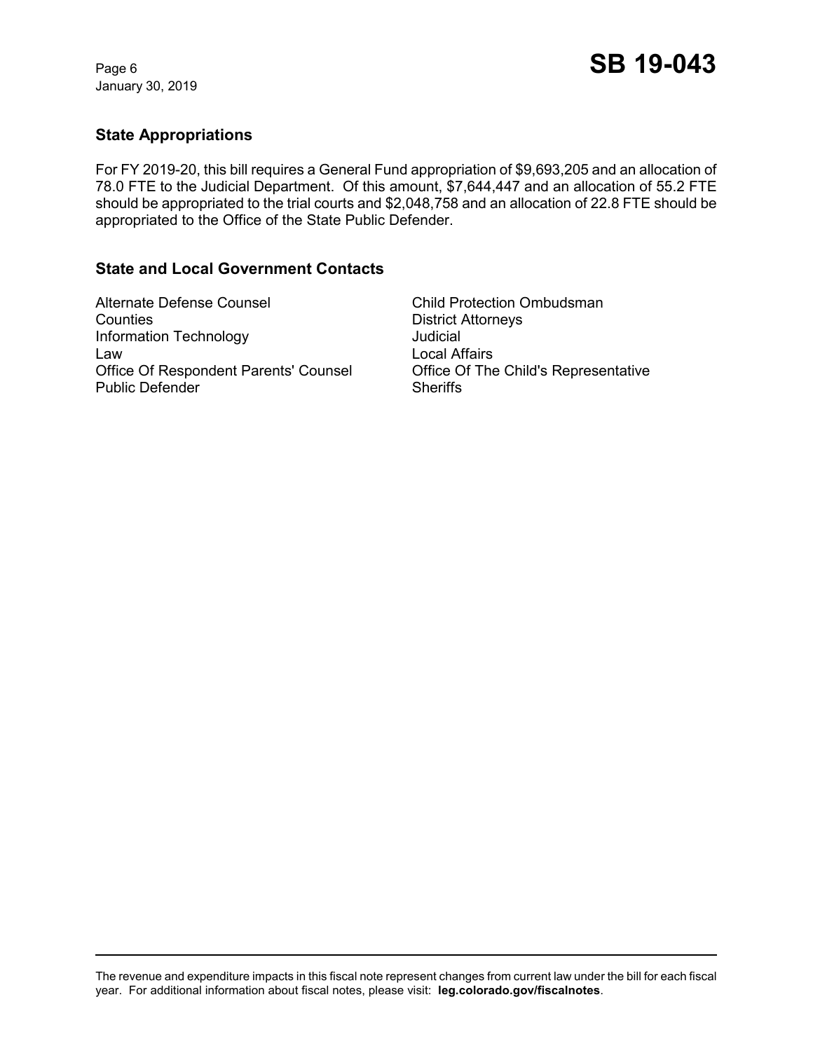## State Appropriations

For FY 2019-20, this bill requires a General Fund appropriation of $9,693,205 and an allocation of 78.0 FTE to the Judicial Department. Of this amount, $7,644,447 and an allocation of 55.2 FTE should be appropriated to the trial courts and $2,048,758 and an allocation of 22.8 FTE should be appropriated to the Office of the State Public Defender.

## State and Local Government Contacts

Alternate Defense Counsel
Child Protection Ombudsman
Counties
District Attorneys
Information Technology
Judicial
Law
Local Affairs
Office Of Respondent Parents' Counsel
Office Of The Child's Representative
Public Defender
Sheriffs

The revenue and expenditure impacts in this fiscal note represent changes from current law under the bill for each fiscal year. For additional information about fiscal notes, please visit: **leg.colorado.gov/fiscalnotes**.